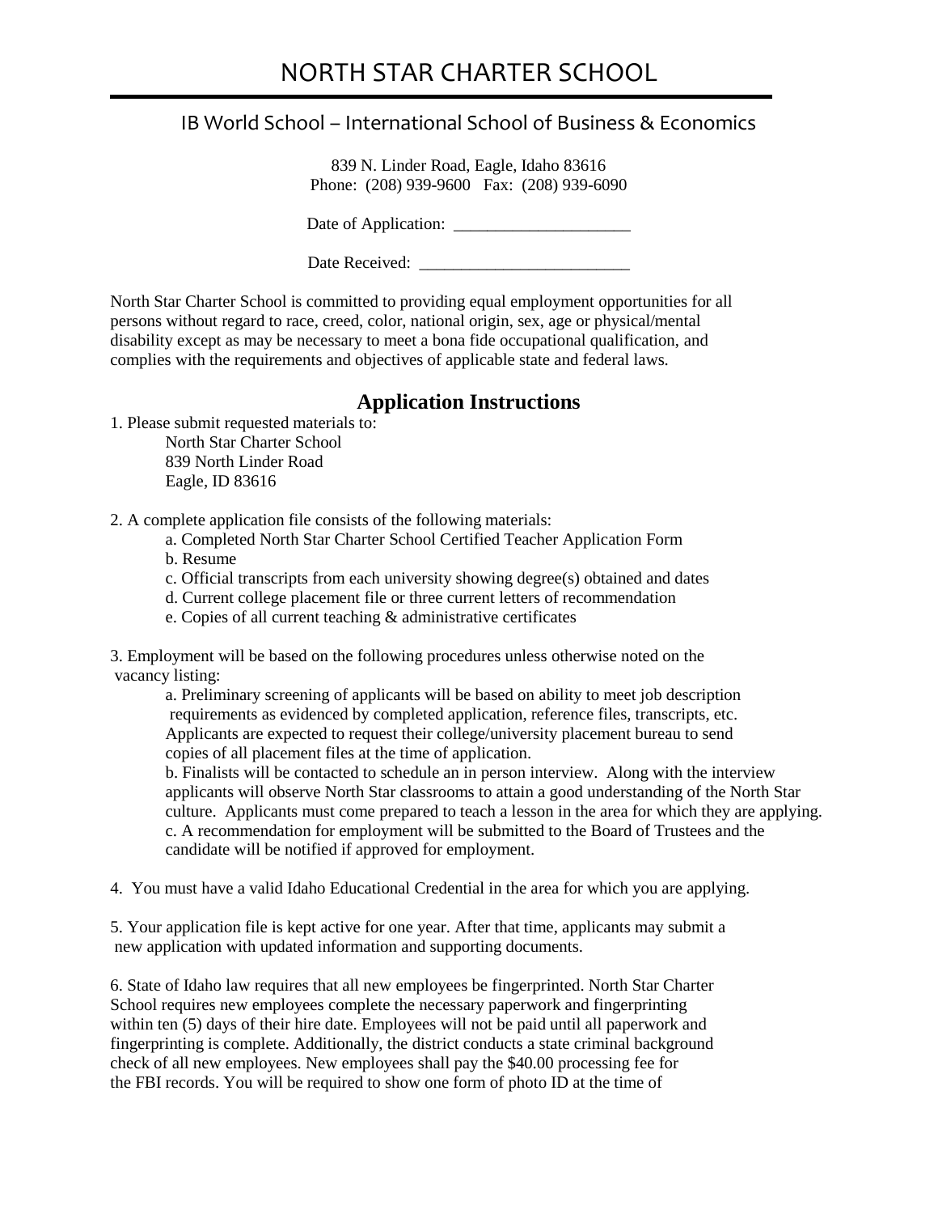# NORTH STAR CHARTER SCHOOL

## IB World School – International School of Business & Economics

839 N. Linder Road, Eagle, Idaho 83616
Phone: (208) 939-9600 Fax: (208) 939-6090

Date of Application: _____________________

Date Received: _________________________

North Star Charter School is committed to providing equal employment opportunities for all persons without regard to race, creed, color, national origin, sex, age or physical/mental disability except as may be necessary to meet a bona fide occupational qualification, and complies with the requirements and objectives of applicable state and federal laws.

## Application Instructions

1. Please submit requested materials to:
   North Star Charter School
   839 North Linder Road
   Eagle, ID 83616

2. A complete application file consists of the following materials:
   a. Completed North Star Charter School Certified Teacher Application Form
   b. Resume
   c. Official transcripts from each university showing degree(s) obtained and dates
   d. Current college placement file or three current letters of recommendation
   e. Copies of all current teaching & administrative certificates

3. Employment will be based on the following procedures unless otherwise noted on the vacancy listing:
   a. Preliminary screening of applicants will be based on ability to meet job description requirements as evidenced by completed application, reference files, transcripts, etc. Applicants are expected to request their college/university placement bureau to send copies of all placement files at the time of application.
   b. Finalists will be contacted to schedule an in person interview. Along with the interview applicants will observe North Star classrooms to attain a good understanding of the North Star culture. Applicants must come prepared to teach a lesson in the area for which they are applying.
   c. A recommendation for employment will be submitted to the Board of Trustees and the candidate will be notified if approved for employment.

4. You must have a valid Idaho Educational Credential in the area for which you are applying.

5. Your application file is kept active for one year. After that time, applicants may submit a new application with updated information and supporting documents.

6. State of Idaho law requires that all new employees be fingerprinted. North Star Charter School requires new employees complete the necessary paperwork and fingerprinting within ten (5) days of their hire date. Employees will not be paid until all paperwork and fingerprinting is complete. Additionally, the district conducts a state criminal background check of all new employees. New employees shall pay the $40.00 processing fee for the FBI records. You will be required to show one form of photo ID at the time of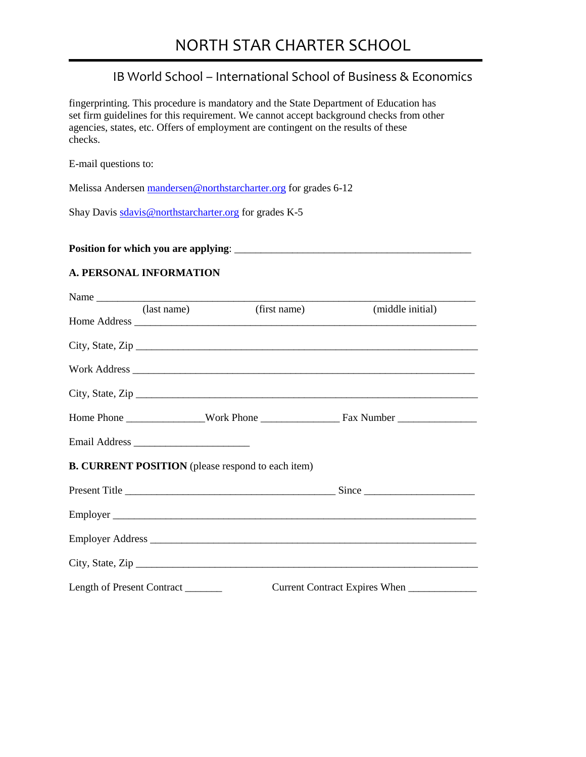fingerprinting. This procedure is mandatory and the State Department of Education has set firm guidelines for this requirement. We cannot accept background checks from other agencies, states, etc. Offers of employment are contingent on the results of these checks.

E-mail questions to:

Melissa Andersen mandersen@northstarcharter.org for grades 6-12

Shay Davis sdavis@northstarcharter.org for grades K-5

**Position for which you are applying**: ____________________________________________

**A. PERSONAL INFORMATION**

Name ________________________________________________________________________
(last name) (first name) (middle initial)

Home Address _________________________________________________________________

City, State, Zip _______________________________________________________________

Work Address _________________________________________________________________

City, State, Zip _______________________________________________________________

Home Phone ______________ Work Phone ______________ Fax Number ______________

Email Address _____________________

**B. CURRENT POSITION** (please respond to each item)

Present Title _______________________________________ Since ____________________

Employer ____________________________________________________________________

Employer Address _____________________________________________________________

City, State, Zip _______________________________________________________________

Length of Present Contract _______ Current Contract Expires When ____________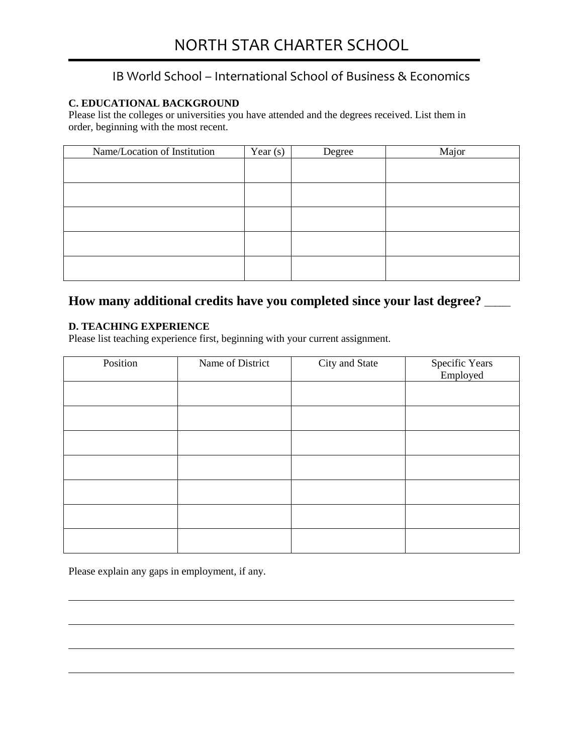# NORTH STAR CHARTER SCHOOL

## IB World School – International School of Business & Economics

**C. EDUCATIONAL BACKGROUND**

Please list the colleges or universities you have attended and the degrees received. List them in order, beginning with the most recent.

| Name/Location of Institution | Year (s) | Degree | Major |
|---|---|---|---|
| | | | |
| | | | |
| | | | |
| | | | |
| | | | |

## How many additional credits have you completed since your last degree? ____

**D. TEACHING EXPERIENCE**

Please list teaching experience first, beginning with your current assignment.

| Position | Name of District | City and State | Specific Years Employed |
|---|---|---|---|
| | | | |
| | | | |
| | | | |
| | | | |
| | | | |
| | | | |
| | | | |

Please explain any gaps in employment, if any.

______________________________________________________________________________

______________________________________________________________________________

______________________________________________________________________________

______________________________________________________________________________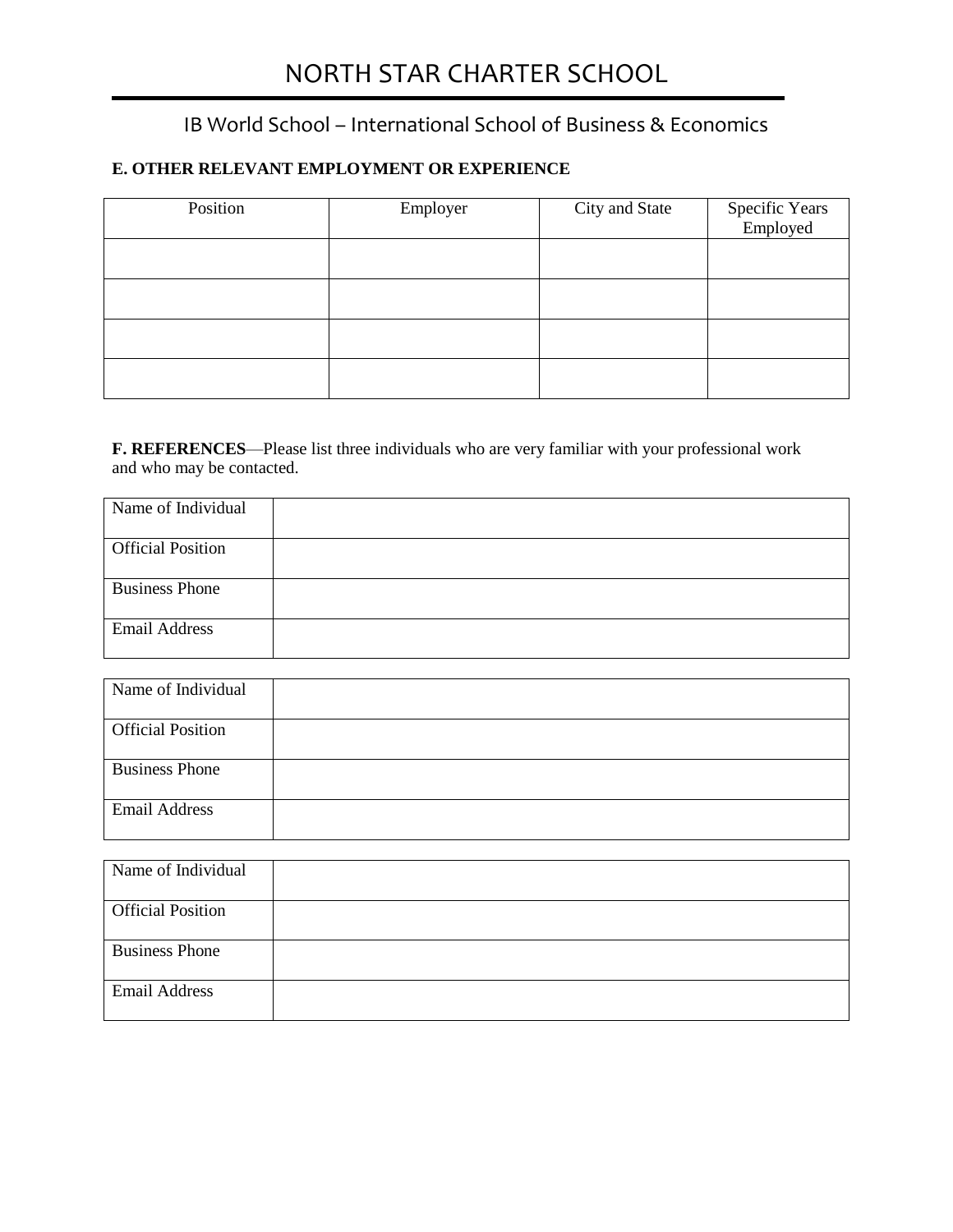# NORTH STAR CHARTER SCHOOL

## IB World School – International School of Business & Economics

**E. OTHER RELEVANT EMPLOYMENT OR EXPERIENCE**

| Position | Employer | City and State | Specific Years Employed |
|---|---|---|---|
| | | | |
| | | | |
| | | | |
| | | | |

**F. REFERENCES**—Please list three individuals who are very familiar with your professional work and who may be contacted.

| Name of Individual | |
|---|---|
| Official Position | |
| Business Phone | |
| Email Address | |

| Name of Individual | |
|---|---|
| Official Position | |
| Business Phone | |
| Email Address | |

| Name of Individual | |
|---|---|
| Official Position | |
| Business Phone | |
| Email Address | |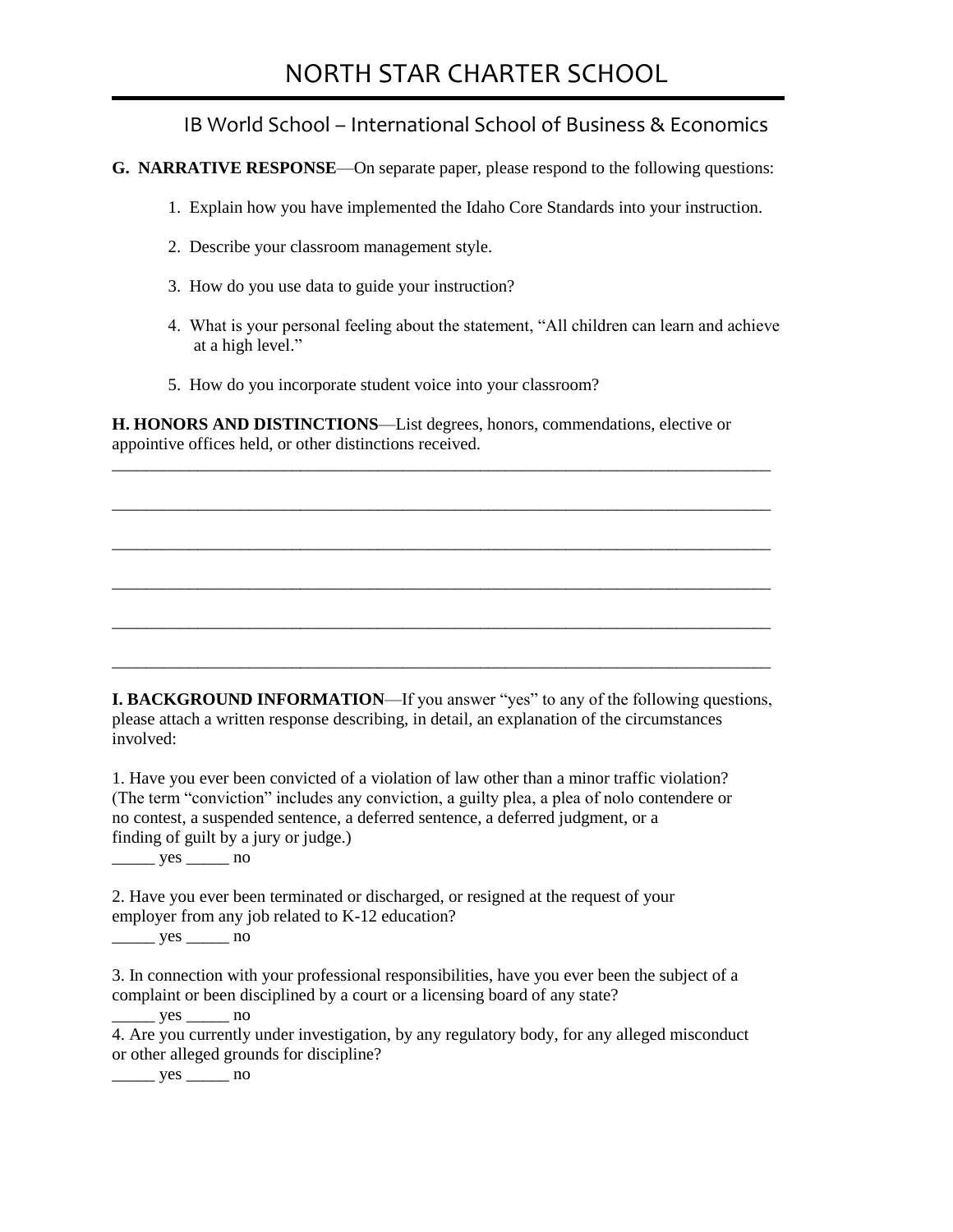# NORTH STAR CHARTER SCHOOL

## IB World School – International School of Business & Economics

**G. NARRATIVE RESPONSE**—On separate paper, please respond to the following questions:

1. Explain how you have implemented the Idaho Core Standards into your instruction.
2. Describe your classroom management style.
3. How do you use data to guide your instruction?
4. What is your personal feeling about the statement, "All children can learn and achieve at a high level."
5. How do you incorporate student voice into your classroom?

**H. HONORS AND DISTINCTIONS**—List degrees, honors, commendations, elective or appointive offices held, or other distinctions received.

_______________________________________________________________________________

_______________________________________________________________________________

_______________________________________________________________________________

_______________________________________________________________________________

_______________________________________________________________________________

_______________________________________________________________________________

**I. BACKGROUND INFORMATION**—If you answer "yes" to any of the following questions, please attach a written response describing, in detail, an explanation of the circumstances involved:

1. Have you ever been convicted of a violation of law other than a minor traffic violation? (The term "conviction" includes any conviction, a guilty plea, a plea of nolo contendere or no contest, a suspended sentence, a deferred sentence, a deferred judgment, or a finding of guilt by a jury or judge.)
_____ yes _____ no

2. Have you ever been terminated or discharged, or resigned at the request of your employer from any job related to K-12 education?
_____ yes _____ no

3. In connection with your professional responsibilities, have you ever been the subject of a complaint or been disciplined by a court or a licensing board of any state?
_____ yes _____ no

4. Are you currently under investigation, by any regulatory body, for any alleged misconduct or other alleged grounds for discipline?
_____ yes _____ no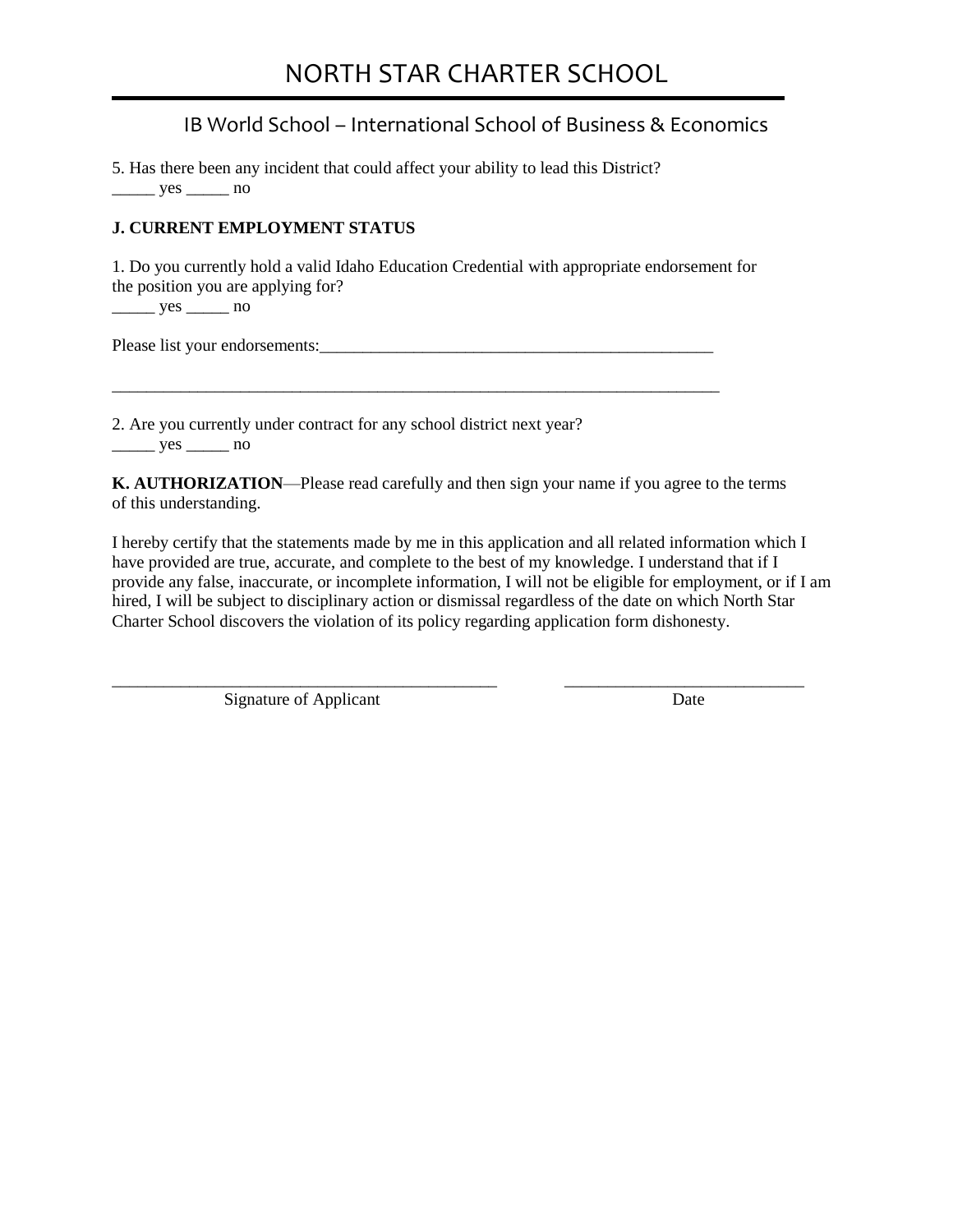5. Has there been any incident that could affect your ability to lead this District?
_____ yes _____ no

**J. CURRENT EMPLOYMENT STATUS**

1. Do you currently hold a valid Idaho Education Credential with appropriate endorsement for the position you are applying for?
_____ yes _____ no

Please list your endorsements:_______________________________________________

___________________________________________________________________________

2. Are you currently under contract for any school district next year?
_____ yes _____ no

**K. AUTHORIZATION**—Please read carefully and then sign your name if you agree to the terms of this understanding.

I hereby certify that the statements made by me in this application and all related information which I have provided are true, accurate, and complete to the best of my knowledge. I understand that if I provide any false, inaccurate, or incomplete information, I will not be eligible for employment, or if I am hired, I will be subject to disciplinary action or dismissal regardless of the date on which North Star Charter School discovers the violation of its policy regarding application form dishonesty.

_____________________________________________ ____________________________
Signature of Applicant Date